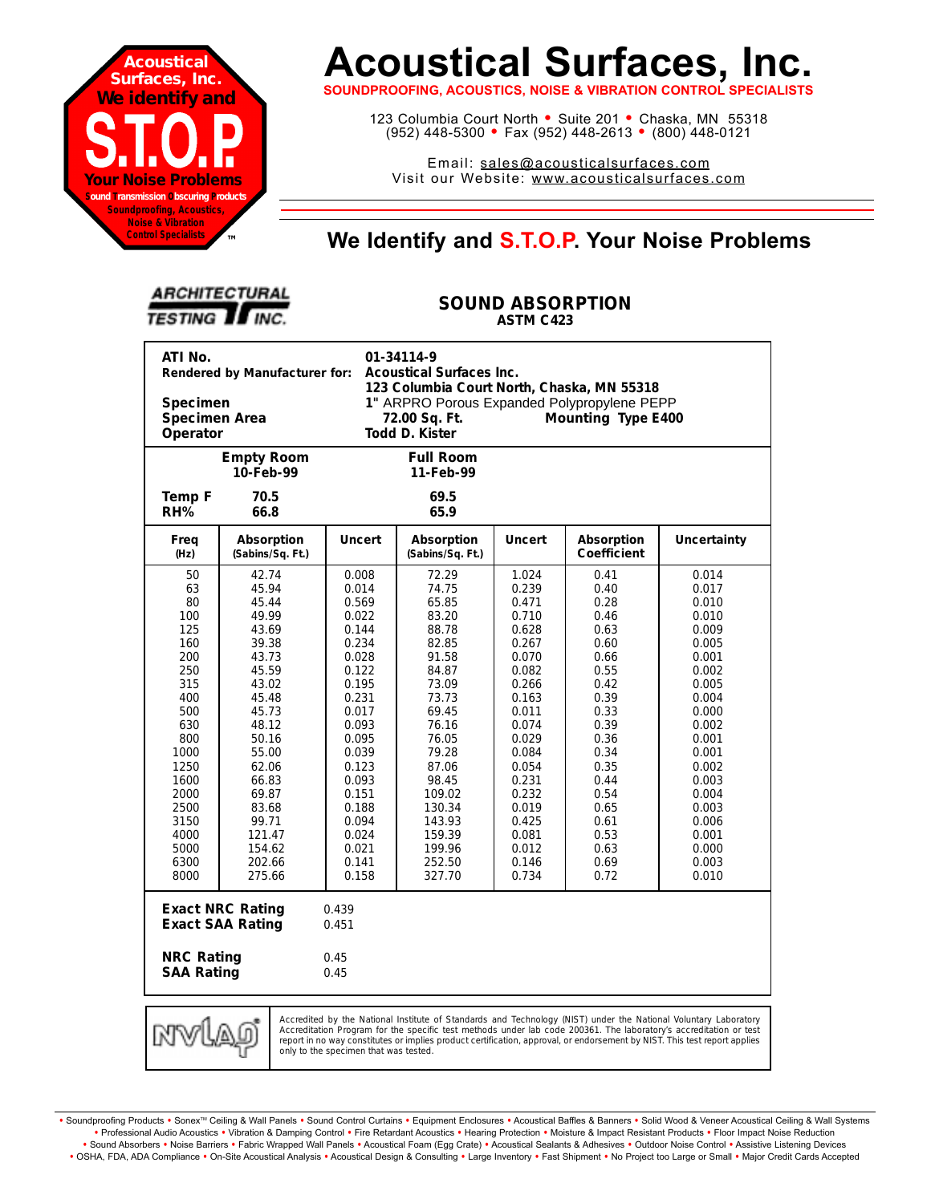Acoustical Surfaces, Inc. We identify and S.T.O.P Your Noise Problems — Sound Transmission Obscuring Products — Soundproofing, Acoustics, Noise & Vibration Control Specialists ™

# Acoustical Surfaces, Inc.

**SOUNDPROOFING, ACOUSTICS, NOISE & VIBRATION CONTROL SPECIALISTS**

123 Columbia Court North • Suite 201 • Chaska, MN 55318
(952) 448-5300 • Fax (952) 448-2613 • (800) 448-0121

Email: sales@acousticalsurfaces.com
Visit our Website: www.acousticalsurfaces.com

## We Identify and S.T.O.P. Your Noise Problems

ARCHITECTURAL TESTING INC.

### SOUND ABSORPTION
**ASTM C423**

**ATI No.** 01-34114-9
**Rendered by Manufacturer for:** Acoustical Surfaces Inc.
123 Columbia Court North, Chaska, MN 55318
**Specimen** 1" ARPRO Porous Expanded Polypropylene PEPP
**Specimen Area** 72.00 Sq. Ft. **Mounting Type E400**
**Operator** Todd D. Kister

| | Empty Room | Full Room |
|---|---|---|
| | 10-Feb-99 | 11-Feb-99 |
| Temp F | 70.5 | 69.5 |
| RH% | 66.8 | 65.9 |

| Freq (Hz) | Absorption (Sabins/Sq. Ft.) | Uncert | Absorption (Sabins/Sq. Ft.) | Uncert | Absorption Coefficient | Uncertainty |
|---|---|---|---|---|---|---|
| 50 | 42.74 | 0.008 | 72.29 | 1.024 | 0.41 | 0.014 |
| 63 | 45.94 | 0.014 | 74.75 | 0.239 | 0.40 | 0.017 |
| 80 | 45.44 | 0.569 | 65.85 | 0.471 | 0.28 | 0.010 |
| 100 | 49.99 | 0.022 | 83.20 | 0.710 | 0.46 | 0.010 |
| 125 | 43.69 | 0.144 | 88.78 | 0.628 | 0.63 | 0.009 |
| 160 | 39.38 | 0.234 | 82.85 | 0.267 | 0.60 | 0.005 |
| 200 | 43.73 | 0.028 | 91.58 | 0.070 | 0.66 | 0.001 |
| 250 | 45.59 | 0.122 | 84.87 | 0.082 | 0.55 | 0.002 |
| 315 | 43.02 | 0.195 | 73.09 | 0.266 | 0.42 | 0.005 |
| 400 | 45.48 | 0.231 | 73.73 | 0.163 | 0.39 | 0.004 |
| 500 | 45.73 | 0.017 | 69.45 | 0.011 | 0.33 | 0.000 |
| 630 | 48.12 | 0.093 | 76.16 | 0.074 | 0.39 | 0.002 |
| 800 | 50.16 | 0.095 | 76.05 | 0.029 | 0.36 | 0.001 |
| 1000 | 55.00 | 0.039 | 79.28 | 0.084 | 0.34 | 0.001 |
| 1250 | 62.06 | 0.123 | 87.06 | 0.054 | 0.35 | 0.002 |
| 1600 | 66.83 | 0.093 | 98.45 | 0.231 | 0.44 | 0.003 |
| 2000 | 69.87 | 0.151 | 109.02 | 0.232 | 0.54 | 0.004 |
| 2500 | 83.68 | 0.188 | 130.34 | 0.019 | 0.65 | 0.003 |
| 3150 | 99.71 | 0.094 | 143.93 | 0.425 | 0.61 | 0.006 |
| 4000 | 121.47 | 0.024 | 159.39 | 0.081 | 0.53 | 0.001 |
| 5000 | 154.62 | 0.021 | 199.96 | 0.012 | 0.63 | 0.000 |
| 6300 | 202.66 | 0.141 | 252.50 | 0.146 | 0.69 | 0.003 |
| 8000 | 275.66 | 0.158 | 327.70 | 0.734 | 0.72 | 0.010 |

**Exact NRC Rating** 0.439
**Exact SAA Rating** 0.451

**NRC Rating** 0.45
**SAA Rating** 0.45

NVLAP — Accredited by the National Institute of Standards and Technology (NIST) under the National Voluntary Laboratory Accreditation Program for the specific test methods under lab code 200361. The laboratory's accreditation or test report in no way constitutes or implies product certification, approval, or endorsement by NIST. This test report applies only to the specimen that was tested.

• Soundproofing Products • Sonex™ Ceiling & Wall Panels • Sound Control Curtains • Equipment Enclosures • Acoustical Baffles & Banners • Solid Wood & Veneer Acoustical Ceiling & Wall Systems • Professional Audio Acoustics • Vibration & Damping Control • Fire Retardant Acoustics • Hearing Protection • Moisture & Impact Resistant Products • Floor Impact Noise Reduction • Sound Absorbers • Noise Barriers • Fabric Wrapped Wall Panels • Acoustical Foam (Egg Crate) • Acoustical Sealants & Adhesives • Outdoor Noise Control • Assistive Listening Devices • OSHA, FDA, ADA Compliance • On-Site Acoustical Analysis • Acoustical Design & Consulting • Large Inventory • Fast Shipment • No Project too Large or Small • Major Credit Cards Accepted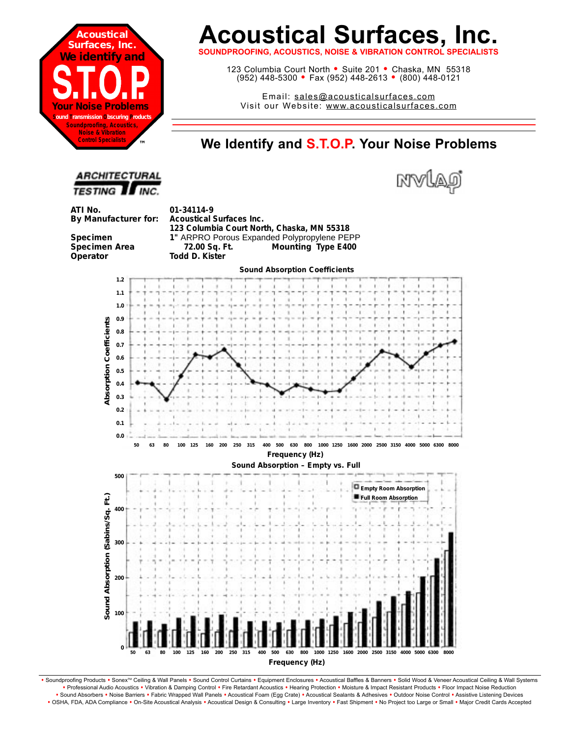# Acoustical Surfaces, Inc.

**SOUNDPROOFING, ACOUSTICS, NOISE & VIBRATION CONTROL SPECIALISTS**

123 Columbia Court North • Suite 201 • Chaska, MN 55318
(952) 448-5300 • Fax (952) 448-2613 • (800) 448-0121

Email: sales@acousticalsurfaces.com
Visit our Website: www.acousticalsurfaces.com

Acoustical Surfaces, Inc.
We identify and
S.T.O.P
Your Noise Problems
Sound Transmission Obscuring Products
Soundproofing, Acoustics, Noise & Vibration Control Specialists ™

## We Identify and S.T.O.P. Your Noise Problems

ARCHITECTURAL TESTING INC.

NVLAP

| | |
|---|---|
| **ATI No.** | **01-34114-9** |
| **By Manufacturer for:** | **Acoustical Surfaces Inc.** |
| | **123 Columbia Court North, Chaska, MN 55318** |
| **Specimen** | **1"** ARPRO Porous Expanded Polypropylene PEPP |
| **Specimen Area** | **72.00 Sq. Ft.** **Mounting Type E400** |
| **Operator** | **Todd D. Kister** |

**Sound Absorption Coefficients**

Absorption Coefficients
1.2
1.1
1.0
0.9
0.8
0.7
0.6
0.5
0.4
0.3
0.2
0.1
0.0
50 63 80 100 125 160 200 250 315 400 500 630 800 1000 1250 1600 2000 2500 3150 4000 5000 6300 8000
Frequency (Hz)

**Sound Absorption – Empty vs. Full**

Empty Room Absorption
Full Room Absorption
Sound Absorption (Sabins/Sq. Ft.)
500
400
300
200
100
0
50 63 80 100 125 160 200 250 315 400 500 630 800 1000 1250 1600 2000 2500 3150 4000 5000 6300 8000
Frequency (Hz)

• Soundproofing Products • Sonex™ Ceiling & Wall Panels • Sound Control Curtains • Equipment Enclosures • Acoustical Baffles & Banners • Solid Wood & Veneer Acoustical Ceiling & Wall Systems • Professional Audio Acoustics • Vibration & Damping Control • Fire Retardant Acoustics • Hearing Protection • Moisture & Impact Resistant Products • Floor Impact Noise Reduction • Sound Absorbers • Noise Barriers • Fabric Wrapped Wall Panels • Acoustical Foam (Egg Crate) • Acoustical Sealants & Adhesives • Outdoor Noise Control • Assistive Listening Devices • OSHA, FDA, ADA Compliance • On-Site Acoustical Analysis • Acoustical Design & Consulting • Large Inventory • Fast Shipment • No Project too Large or Small • Major Credit Cards Accepted